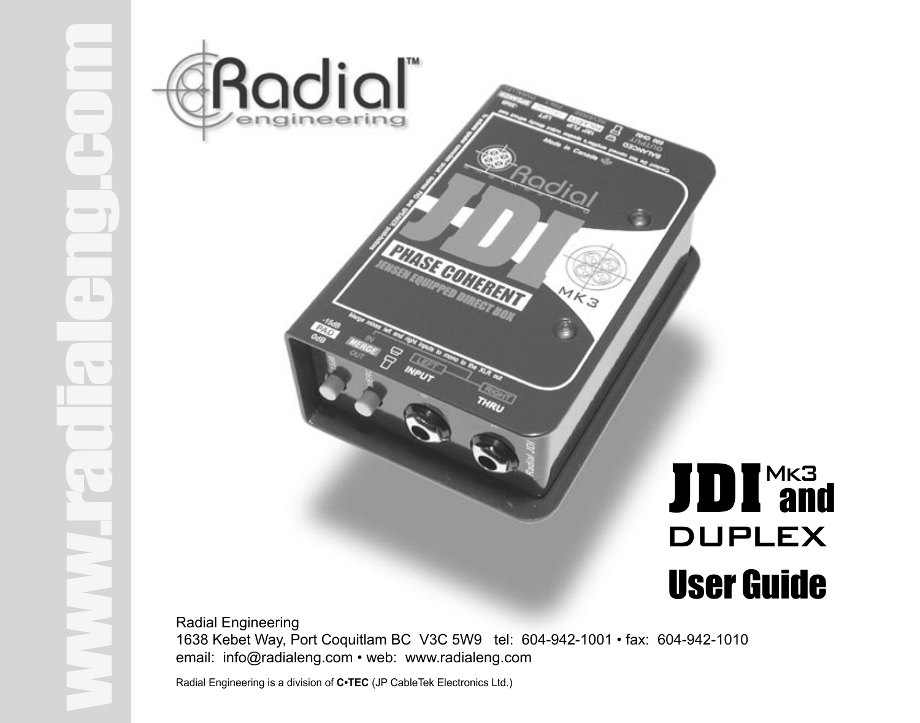# JDI Mk3 and DUPLEX User Guide

www.radialeng.com

Radial Engineering
1638 Kebet Way, Port Coquitlam BC V3C 5W9 tel: 604-942-1001 • fax: 604-942-1010
email: info@radialeng.com • web: www.radialeng.com

Radial Engineering is a division of **C•TEC** (JP CableTek Electronics Ltd.)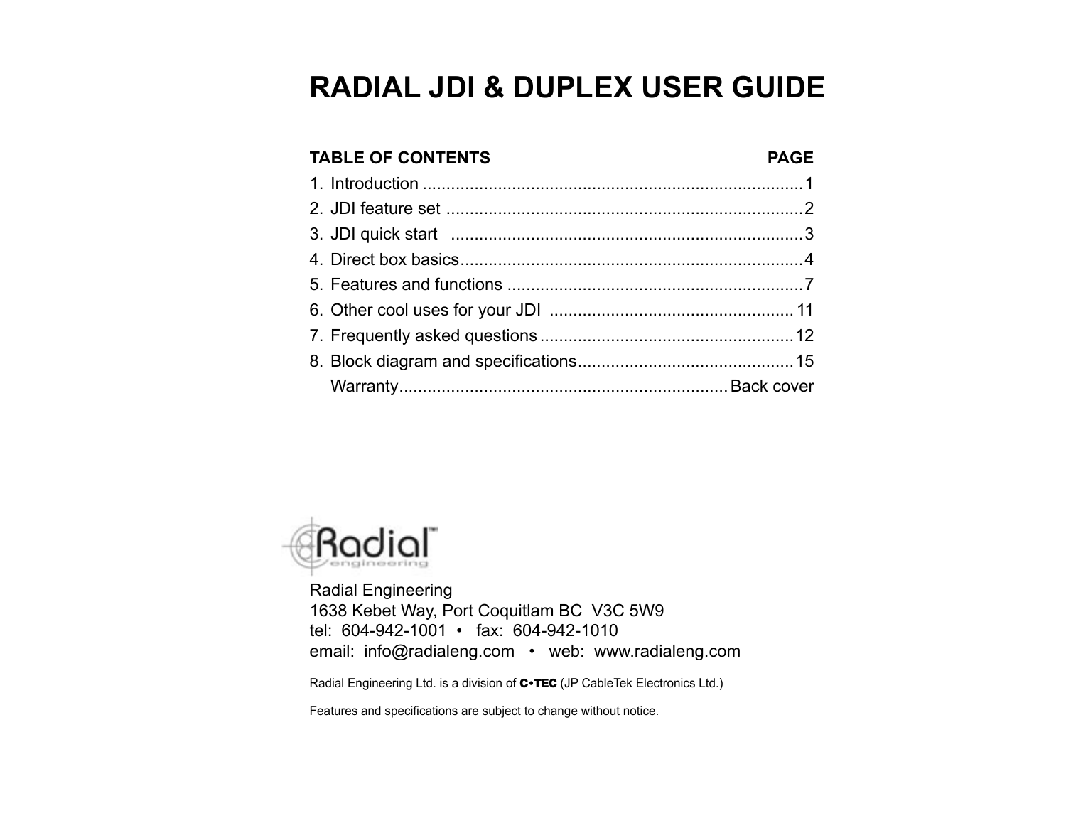# RADIAL JDI & DUPLEX USER GUIDE

| TABLE OF CONTENTS | PAGE |
|---|---|
| 1. Introduction | 1 |
| 2. JDI feature set | 2 |
| 3. JDI quick start | 3 |
| 4. Direct box basics | 4 |
| 5. Features and functions | 7 |
| 6. Other cool uses for your JDI | 11 |
| 7. Frequently asked questions | 12 |
| 8. Block diagram and specifications | 15 |
| Warranty | Back cover |

Radial Engineering
1638 Kebet Way, Port Coquitlam BC V3C 5W9
tel: 604-942-1001 • fax: 604-942-1010
email: info@radialeng.com • web: www.radialeng.com

Radial Engineering Ltd. is a division of **C•TEC** (JP CableTek Electronics Ltd.)

Features and specifications are subject to change without notice.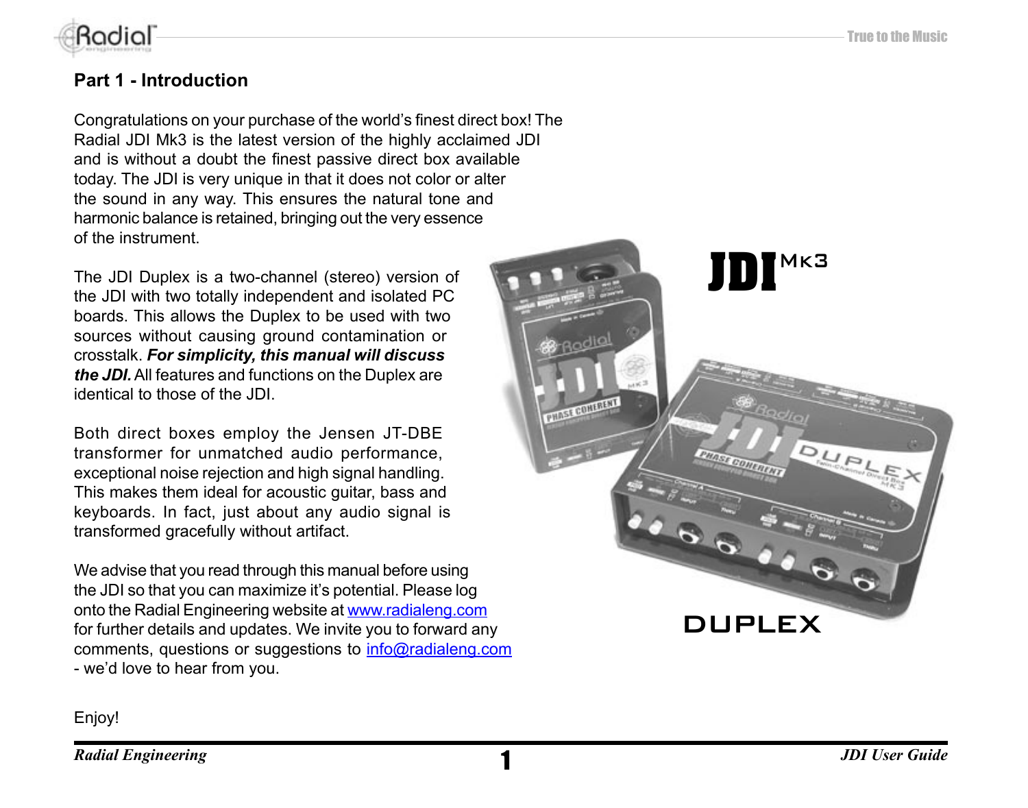## Part 1 - Introduction

Congratulations on your purchase of the world's finest direct box! The Radial JDI Mk3 is the latest version of the highly acclaimed JDI and is without a doubt the finest passive direct box available today. The JDI is very unique in that it does not color or alter the sound in any way. This ensures the natural tone and harmonic balance is retained, bringing out the very essence of the instrument.

The JDI Duplex is a two-channel (stereo) version of the JDI with two totally independent and isolated PC boards. This allows the Duplex to be used with two sources without causing ground contamination or crosstalk. ***For simplicity, this manual will discuss the JDI.*** All features and functions on the Duplex are identical to those of the JDI.

Both direct boxes employ the Jensen JT-DBE transformer for unmatched audio performance, exceptional noise rejection and high signal handling. This makes them ideal for acoustic guitar, bass and keyboards. In fact, just about any audio signal is transformed gracefully without artifact.

We advise that you read through this manual before using the JDI so that you can maximize it's potential. Please log onto the Radial Engineering website at www.radialeng.com for further details and updates. We invite you to forward any comments, questions or suggestions to info@radialeng.com - we'd love to hear from you.

Enjoy!

JDI Mk3

DUPLEX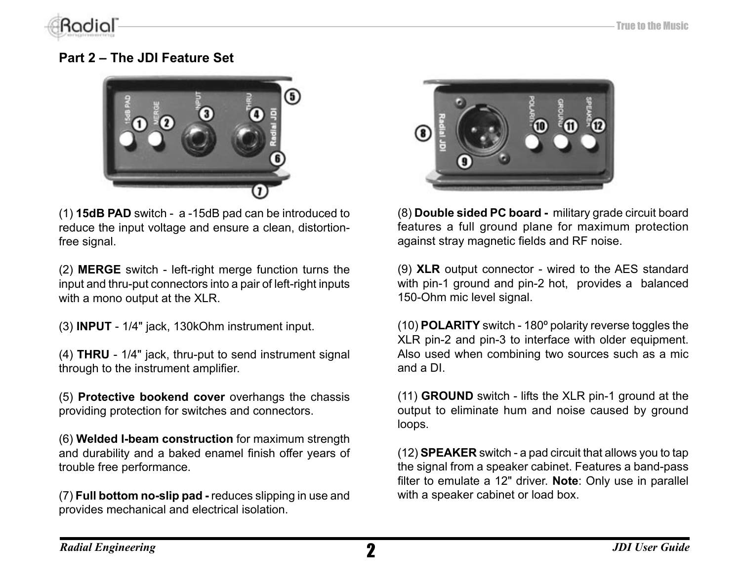## Part 2 – The JDI Feature Set

(1) **15dB PAD** switch - a -15dB pad can be introduced to reduce the input voltage and ensure a clean, distortion-free signal.

(2) **MERGE** switch - left-right merge function turns the input and thru-put connectors into a pair of left-right inputs with a mono output at the XLR.

(3) **INPUT** - 1/4" jack, 130kOhm instrument input.

(4) **THRU** - 1/4" jack, thru-put to send instrument signal through to the instrument amplifier.

(5) **Protective bookend cover** overhangs the chassis providing protection for switches and connectors.

(6) **Welded I-beam construction** for maximum strength and durability and a baked enamel finish offer years of trouble free performance.

(7) **Full bottom no-slip pad -** reduces slipping in use and provides mechanical and electrical isolation.

(8) **Double sided PC board -** military grade circuit board features a full ground plane for maximum protection against stray magnetic fields and RF noise.

(9) **XLR** output connector - wired to the AES standard with pin-1 ground and pin-2 hot, provides a balanced 150-Ohm mic level signal.

(10) **POLARITY** switch - 180º polarity reverse toggles the XLR pin-2 and pin-3 to interface with older equipment. Also used when combining two sources such as a mic and a DI.

(11) **GROUND** switch - lifts the XLR pin-1 ground at the output to eliminate hum and noise caused by ground loops.

(12) **SPEAKER** switch - a pad circuit that allows you to tap the signal from a speaker cabinet. Features a band-pass filter to emulate a 12" driver. **Note**: Only use in parallel with a speaker cabinet or load box.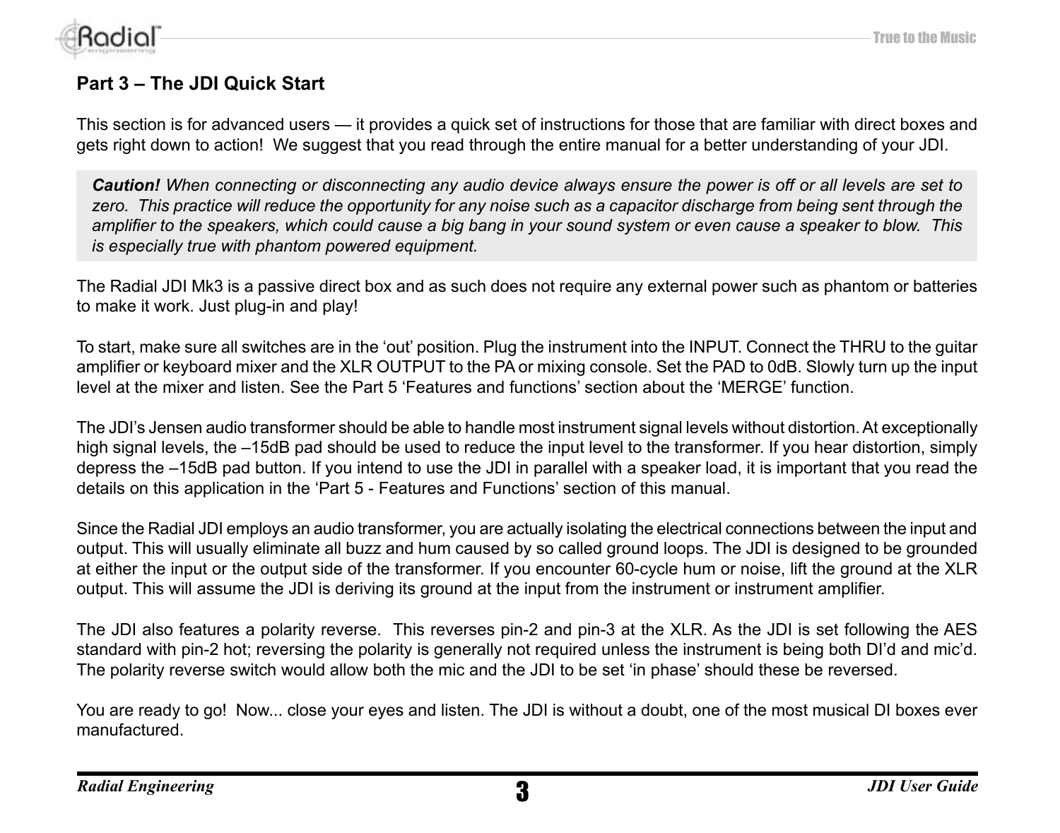## Part 3 – The JDI Quick Start

This section is for advanced users — it provides a quick set of instructions for those that are familiar with direct boxes and gets right down to action! We suggest that you read through the entire manual for a better understanding of your JDI.

> ***Caution!*** *When connecting or disconnecting any audio device always ensure the power is off or all levels are set to zero. This practice will reduce the opportunity for any noise such as a capacitor discharge from being sent through the amplifier to the speakers, which could cause a big bang in your sound system or even cause a speaker to blow. This is especially true with phantom powered equipment.*

The Radial JDI Mk3 is a passive direct box and as such does not require any external power such as phantom or batteries to make it work. Just plug-in and play!

To start, make sure all switches are in the 'out' position. Plug the instrument into the INPUT. Connect the THRU to the guitar amplifier or keyboard mixer and the XLR OUTPUT to the PA or mixing console. Set the PAD to 0dB. Slowly turn up the input level at the mixer and listen. See the Part 5 'Features and functions' section about the 'MERGE' function.

The JDI's Jensen audio transformer should be able to handle most instrument signal levels without distortion. At exceptionally high signal levels, the –15dB pad should be used to reduce the input level to the transformer. If you hear distortion, simply depress the –15dB pad button. If you intend to use the JDI in parallel with a speaker load, it is important that you read the details on this application in the 'Part 5 - Features and Functions' section of this manual.

Since the Radial JDI employs an audio transformer, you are actually isolating the electrical connections between the input and output. This will usually eliminate all buzz and hum caused by so called ground loops. The JDI is designed to be grounded at either the input or the output side of the transformer. If you encounter 60-cycle hum or noise, lift the ground at the XLR output. This will assume the JDI is deriving its ground at the input from the instrument or instrument amplifier.

The JDI also features a polarity reverse. This reverses pin-2 and pin-3 at the XLR. As the JDI is set following the AES standard with pin-2 hot; reversing the polarity is generally not required unless the instrument is being both DI'd and mic'd. The polarity reverse switch would allow both the mic and the JDI to be set 'in phase' should these be reversed.

You are ready to go! Now... close your eyes and listen. The JDI is without a doubt, one of the most musical DI boxes ever manufactured.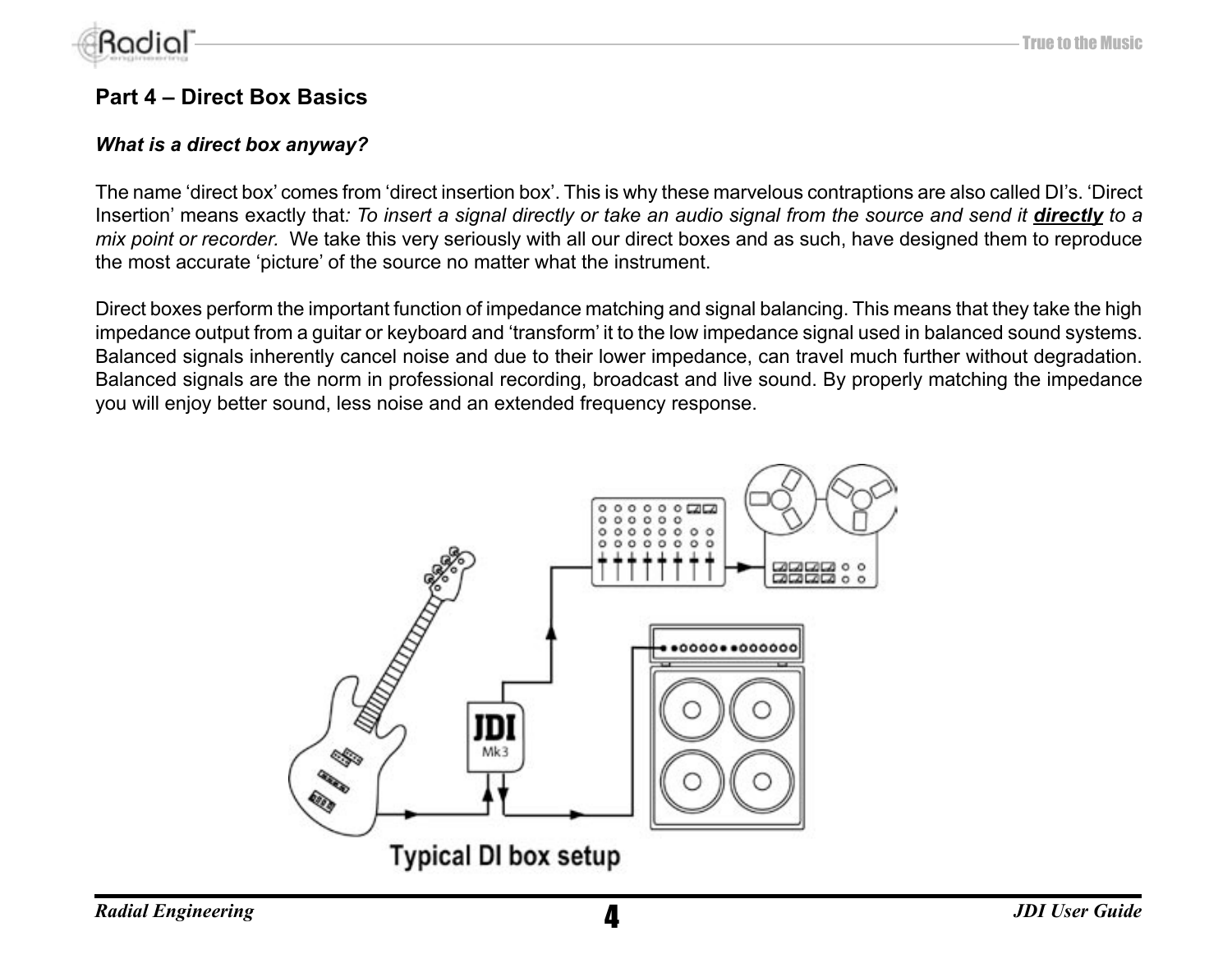## Part 4 – Direct Box Basics

***What is a direct box anyway?***

The name 'direct box' comes from 'direct insertion box'. This is why these marvelous contraptions are also called DI's. 'Direct Insertion' means exactly that*: To insert a signal directly or take an audio signal from the source and send it* ***<u>directly</u>*** *to a mix point or recorder.* We take this very seriously with all our direct boxes and as such, have designed them to reproduce the most accurate 'picture' of the source no matter what the instrument.

Direct boxes perform the important function of impedance matching and signal balancing. This means that they take the high impedance output from a guitar or keyboard and 'transform' it to the low impedance signal used in balanced sound systems. Balanced signals inherently cancel noise and due to their lower impedance, can travel much further without degradation. Balanced signals are the norm in professional recording, broadcast and live sound. By properly matching the impedance you will enjoy better sound, less noise and an extended frequency response.

Typical DI box setup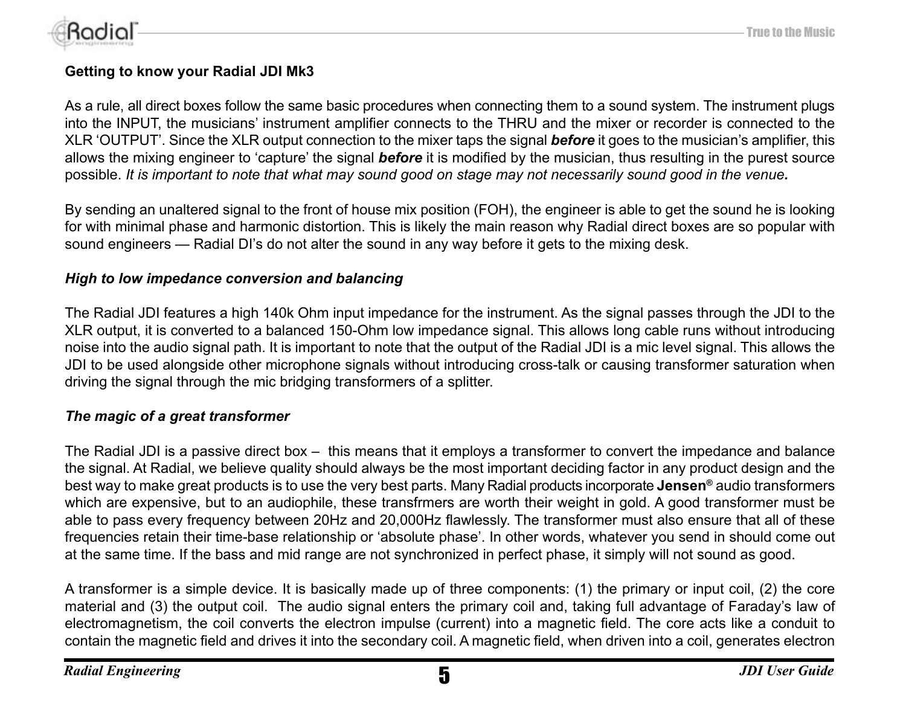**Getting to know your Radial JDI Mk3**

As a rule, all direct boxes follow the same basic procedures when connecting them to a sound system. The instrument plugs into the INPUT, the musicians' instrument amplifier connects to the THRU and the mixer or recorder is connected to the XLR 'OUTPUT'. Since the XLR output connection to the mixer taps the signal ***before*** it goes to the musician's amplifier, this allows the mixing engineer to 'capture' the signal ***before*** it is modified by the musician, thus resulting in the purest source possible. *It is important to note that what may sound good on stage may not necessarily sound good in the venue.*

By sending an unaltered signal to the front of house mix position (FOH), the engineer is able to get the sound he is looking for with minimal phase and harmonic distortion. This is likely the main reason why Radial direct boxes are so popular with sound engineers — Radial DI's do not alter the sound in any way before it gets to the mixing desk.

***High to low impedance conversion and balancing***

The Radial JDI features a high 140k Ohm input impedance for the instrument. As the signal passes through the JDI to the XLR output, it is converted to a balanced 150-Ohm low impedance signal. This allows long cable runs without introducing noise into the audio signal path. It is important to note that the output of the Radial JDI is a mic level signal. This allows the JDI to be used alongside other microphone signals without introducing cross-talk or causing transformer saturation when driving the signal through the mic bridging transformers of a splitter.

***The magic of a great transformer***

The Radial JDI is a passive direct box – this means that it employs a transformer to convert the impedance and balance the signal. At Radial, we believe quality should always be the most important deciding factor in any product design and the best way to make great products is to use the very best parts. Many Radial products incorporate **Jensen®** audio transformers which are expensive, but to an audiophile, these transfrmers are worth their weight in gold. A good transformer must be able to pass every frequency between 20Hz and 20,000Hz flawlessly. The transformer must also ensure that all of these frequencies retain their time-base relationship or 'absolute phase'. In other words, whatever you send in should come out at the same time. If the bass and mid range are not synchronized in perfect phase, it simply will not sound as good.

A transformer is a simple device. It is basically made up of three components: (1) the primary or input coil, (2) the core material and (3) the output coil. The audio signal enters the primary coil and, taking full advantage of Faraday's law of electromagnetism, the coil converts the electron impulse (current) into a magnetic field. The core acts like a conduit to contain the magnetic field and drives it into the secondary coil. A magnetic field, when driven into a coil, generates electron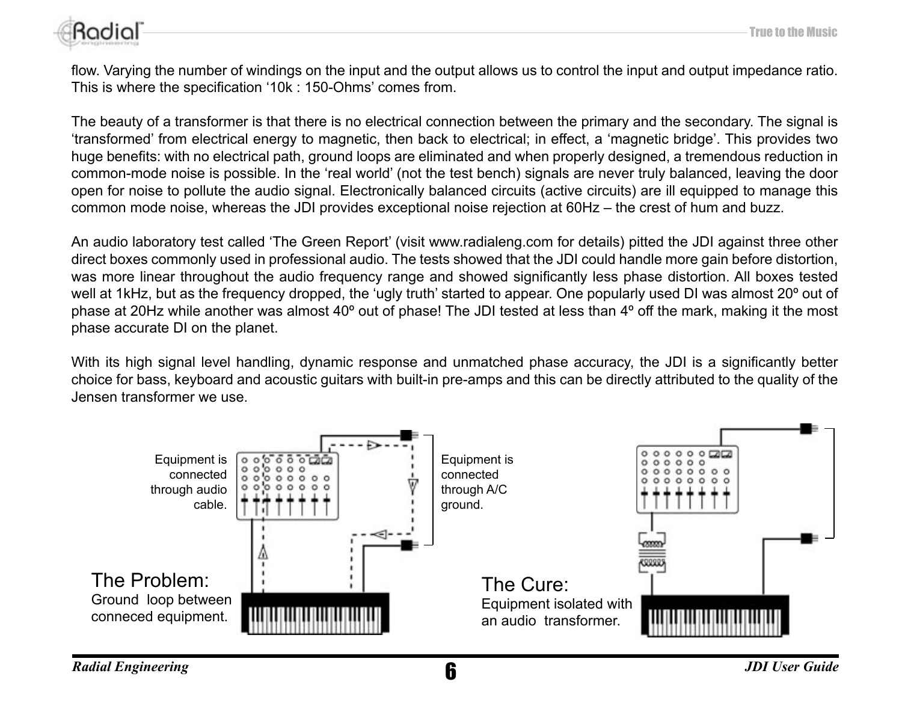flow. Varying the number of windings on the input and the output allows us to control the input and output impedance ratio. This is where the specification '10k : 150-Ohms' comes from.

The beauty of a transformer is that there is no electrical connection between the primary and the secondary. The signal is 'transformed' from electrical energy to magnetic, then back to electrical; in effect, a 'magnetic bridge'. This provides two huge benefits: with no electrical path, ground loops are eliminated and when properly designed, a tremendous reduction in common-mode noise is possible. In the 'real world' (not the test bench) signals are never truly balanced, leaving the door open for noise to pollute the audio signal. Electronically balanced circuits (active circuits) are ill equipped to manage this common mode noise, whereas the JDI provides exceptional noise rejection at 60Hz – the crest of hum and buzz.

An audio laboratory test called 'The Green Report' (visit www.radialeng.com for details) pitted the JDI against three other direct boxes commonly used in professional audio. The tests showed that the JDI could handle more gain before distortion, was more linear throughout the audio frequency range and showed significantly less phase distortion. All boxes tested well at 1kHz, but as the frequency dropped, the 'ugly truth' started to appear. One popularly used DI was almost 20º out of phase at 20Hz while another was almost 40º out of phase! The JDI tested at less than 4º off the mark, making it the most phase accurate DI on the planet.

With its high signal level handling, dynamic response and unmatched phase accuracy, the JDI is a significantly better choice for bass, keyboard and acoustic guitars with built-in pre-amps and this can be directly attributed to the quality of the Jensen transformer we use.

Equipment is connected through audio cable.

Equipment is connected through A/C ground.

**The Problem:**
Ground loop between conneced equipment.

**The Cure:**
Equipment isolated with an audio transformer.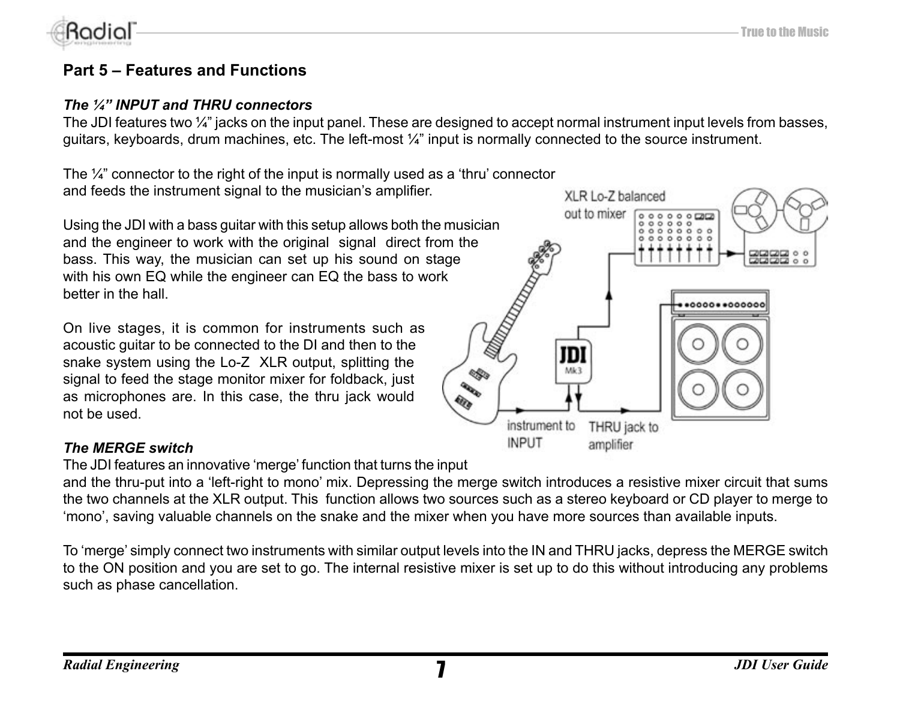## Part 5 – Features and Functions

### *The ¼" INPUT and THRU connectors*

The JDI features two ¼" jacks on the input panel. These are designed to accept normal instrument input levels from basses, guitars, keyboards, drum machines, etc. The left-most ¼" input is normally connected to the source instrument.

The ¼" connector to the right of the input is normally used as a 'thru' connector and feeds the instrument signal to the musician's amplifier.

Using the JDI with a bass guitar with this setup allows both the musician and the engineer to work with the original signal direct from the bass. This way, the musician can set up his sound on stage with his own EQ while the engineer can EQ the bass to work better in the hall.

On live stages, it is common for instruments such as acoustic guitar to be connected to the DI and then to the snake system using the Lo-Z XLR output, splitting the signal to feed the stage monitor mixer for foldback, just as microphones are. In this case, the thru jack would not be used.

XLR Lo-Z balanced out to mixer

instrument to INPUT

THRU jack to amplifier

### *The MERGE switch*

The JDI features an innovative 'merge' function that turns the input and the thru-put into a 'left-right to mono' mix. Depressing the merge switch introduces a resistive mixer circuit that sums the two channels at the XLR output. This function allows two sources such as a stereo keyboard or CD player to merge to 'mono', saving valuable channels on the snake and the mixer when you have more sources than available inputs.

To 'merge' simply connect two instruments with similar output levels into the IN and THRU jacks, depress the MERGE switch to the ON position and you are set to go. The internal resistive mixer is set up to do this without introducing any problems such as phase cancellation.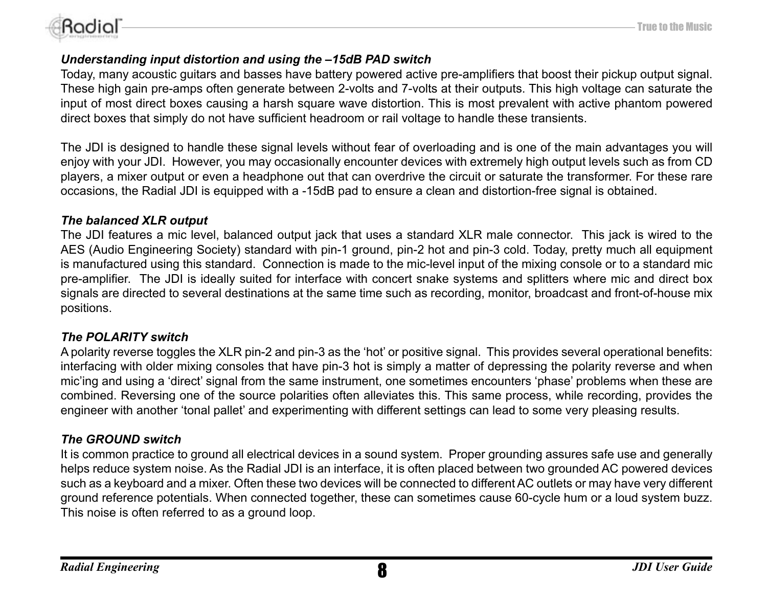### *Understanding input distortion and using the –15dB PAD switch*

Today, many acoustic guitars and basses have battery powered active pre-amplifiers that boost their pickup output signal. These high gain pre-amps often generate between 2-volts and 7-volts at their outputs. This high voltage can saturate the input of most direct boxes causing a harsh square wave distortion. This is most prevalent with active phantom powered direct boxes that simply do not have sufficient headroom or rail voltage to handle these transients.

The JDI is designed to handle these signal levels without fear of overloading and is one of the main advantages you will enjoy with your JDI. However, you may occasionally encounter devices with extremely high output levels such as from CD players, a mixer output or even a headphone out that can overdrive the circuit or saturate the transformer. For these rare occasions, the Radial JDI is equipped with a -15dB pad to ensure a clean and distortion-free signal is obtained.

### *The balanced XLR output*

The JDI features a mic level, balanced output jack that uses a standard XLR male connector. This jack is wired to the AES (Audio Engineering Society) standard with pin-1 ground, pin-2 hot and pin-3 cold. Today, pretty much all equipment is manufactured using this standard. Connection is made to the mic-level input of the mixing console or to a standard mic pre-amplifier. The JDI is ideally suited for interface with concert snake systems and splitters where mic and direct box signals are directed to several destinations at the same time such as recording, monitor, broadcast and front-of-house mix positions.

### *The POLARITY switch*

A polarity reverse toggles the XLR pin-2 and pin-3 as the ‘hot’ or positive signal. This provides several operational benefits: interfacing with older mixing consoles that have pin-3 hot is simply a matter of depressing the polarity reverse and when mic’ing and using a ‘direct’ signal from the same instrument, one sometimes encounters ‘phase’ problems when these are combined. Reversing one of the source polarities often alleviates this. This same process, while recording, provides the engineer with another ‘tonal pallet’ and experimenting with different settings can lead to some very pleasing results.

### *The GROUND switch*

It is common practice to ground all electrical devices in a sound system. Proper grounding assures safe use and generally helps reduce system noise. As the Radial JDI is an interface, it is often placed between two grounded AC powered devices such as a keyboard and a mixer. Often these two devices will be connected to different AC outlets or may have very different ground reference potentials. When connected together, these can sometimes cause 60-cycle hum or a loud system buzz. This noise is often referred to as a ground loop.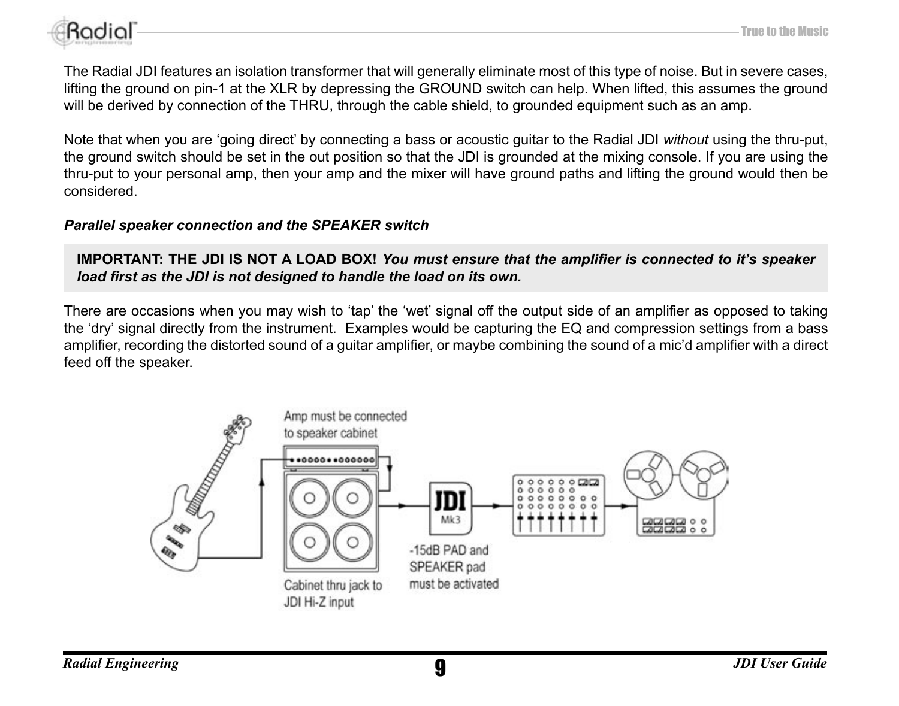The Radial JDI features an isolation transformer that will generally eliminate most of this type of noise. But in severe cases, lifting the ground on pin-1 at the XLR by depressing the GROUND switch can help. When lifted, this assumes the ground will be derived by connection of the THRU, through the cable shield, to grounded equipment such as an amp.

Note that when you are 'going direct' by connecting a bass or acoustic guitar to the Radial JDI *without* using the thru-put, the ground switch should be set in the out position so that the JDI is grounded at the mixing console. If you are using the thru-put to your personal amp, then your amp and the mixer will have ground paths and lifting the ground would then be considered.

***Parallel speaker connection and the SPEAKER switch***

> **IMPORTANT: THE JDI IS NOT A LOAD BOX!** ***You must ensure that the amplifier is connected to it's speaker load first as the JDI is not designed to handle the load on its own.***

There are occasions when you may wish to 'tap' the 'wet' signal off the output side of an amplifier as opposed to taking the 'dry' signal directly from the instrument. Examples would be capturing the EQ and compression settings from a bass amplifier, recording the distorted sound of a guitar amplifier, or maybe combining the sound of a mic'd amplifier with a direct feed off the speaker.

Amp must be connected to speaker cabinet

Cabinet thru jack to JDI Hi-Z input

-15dB PAD and SPEAKER pad must be activated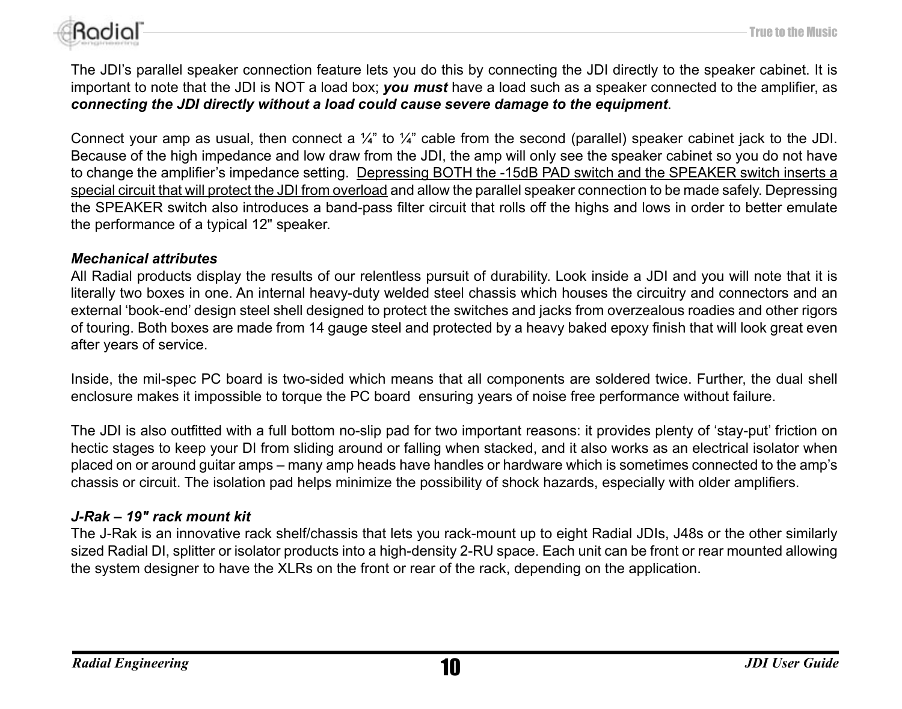The JDI's parallel speaker connection feature lets you do this by connecting the JDI directly to the speaker cabinet. It is important to note that the JDI is NOT a load box; ***you must*** have a load such as a speaker connected to the amplifier, as ***connecting the JDI directly without a load could cause severe damage to the equipment***.

Connect your amp as usual, then connect a ¼" to ¼" cable from the second (parallel) speaker cabinet jack to the JDI. Because of the high impedance and low draw from the JDI, the amp will only see the speaker cabinet so you do not have to change the amplifier's impedance setting. <u>Depressing BOTH the -15dB PAD switch and the SPEAKER switch inserts a special circuit that will protect the JDI from overload</u> and allow the parallel speaker connection to be made safely. Depressing the SPEAKER switch also introduces a band-pass filter circuit that rolls off the highs and lows in order to better emulate the performance of a typical 12" speaker.

### *Mechanical attributes*

All Radial products display the results of our relentless pursuit of durability. Look inside a JDI and you will note that it is literally two boxes in one. An internal heavy-duty welded steel chassis which houses the circuitry and connectors and an external 'book-end' design steel shell designed to protect the switches and jacks from overzealous roadies and other rigors of touring. Both boxes are made from 14 gauge steel and protected by a heavy baked epoxy finish that will look great even after years of service.

Inside, the mil-spec PC board is two-sided which means that all components are soldered twice. Further, the dual shell enclosure makes it impossible to torque the PC board ensuring years of noise free performance without failure.

The JDI is also outfitted with a full bottom no-slip pad for two important reasons: it provides plenty of 'stay-put' friction on hectic stages to keep your DI from sliding around or falling when stacked, and it also works as an electrical isolator when placed on or around guitar amps – many amp heads have handles or hardware which is sometimes connected to the amp's chassis or circuit. The isolation pad helps minimize the possibility of shock hazards, especially with older amplifiers.

### *J-Rak – 19" rack mount kit*

The J-Rak is an innovative rack shelf/chassis that lets you rack-mount up to eight Radial JDIs, J48s or the other similarly sized Radial DI, splitter or isolator products into a high-density 2-RU space. Each unit can be front or rear mounted allowing the system designer to have the XLRs on the front or rear of the rack, depending on the application.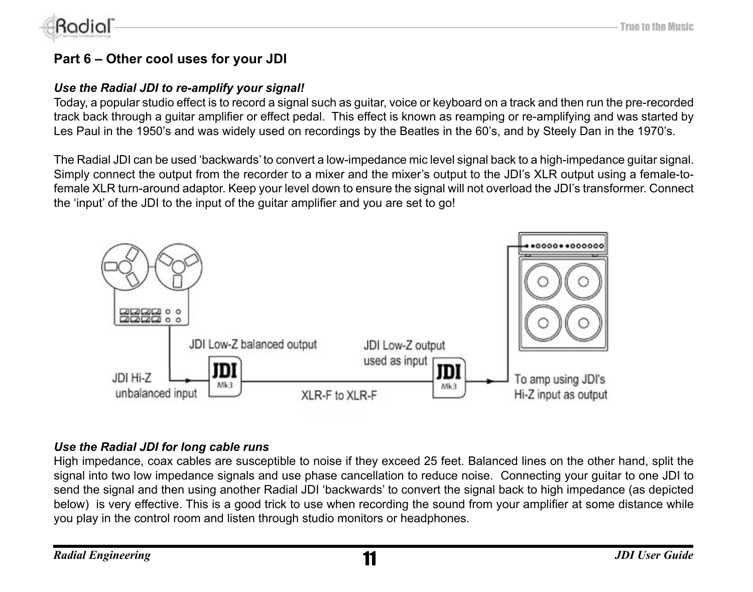## Part 6 – Other cool uses for your JDI

***Use the Radial JDI to re-amplify your signal!***

Today, a popular studio effect is to record a signal such as guitar, voice or keyboard on a track and then run the pre-recorded track back through a guitar amplifier or effect pedal. This effect is known as reamping or re-amplifying and was started by Les Paul in the 1950's and was widely used on recordings by the Beatles in the 60's, and by Steely Dan in the 1970's.

The Radial JDI can be used 'backwards' to convert a low-impedance mic level signal back to a high-impedance guitar signal. Simply connect the output from the recorder to a mixer and the mixer's output to the JDI's XLR output using a female-to-female XLR turn-around adaptor. Keep your level down to ensure the signal will not overload the JDI's transformer. Connect the 'input' of the JDI to the input of the guitar amplifier and you are set to go!

JDI Hi-Z unbalanced input

JDI Low-Z balanced output

XLR-F to XLR-F

JDI Low-Z output used as input

To amp using JDI's Hi-Z input as output

***Use the Radial JDI for long cable runs***

High impedance, coax cables are susceptible to noise if they exceed 25 feet. Balanced lines on the other hand, split the signal into two low impedance signals and use phase cancellation to reduce noise. Connecting your guitar to one JDI to send the signal and then using another Radial JDI 'backwards' to convert the signal back to high impedance (as depicted below) is very effective. This is a good trick to use when recording the sound from your amplifier at some distance while you play in the control room and listen through studio monitors or headphones.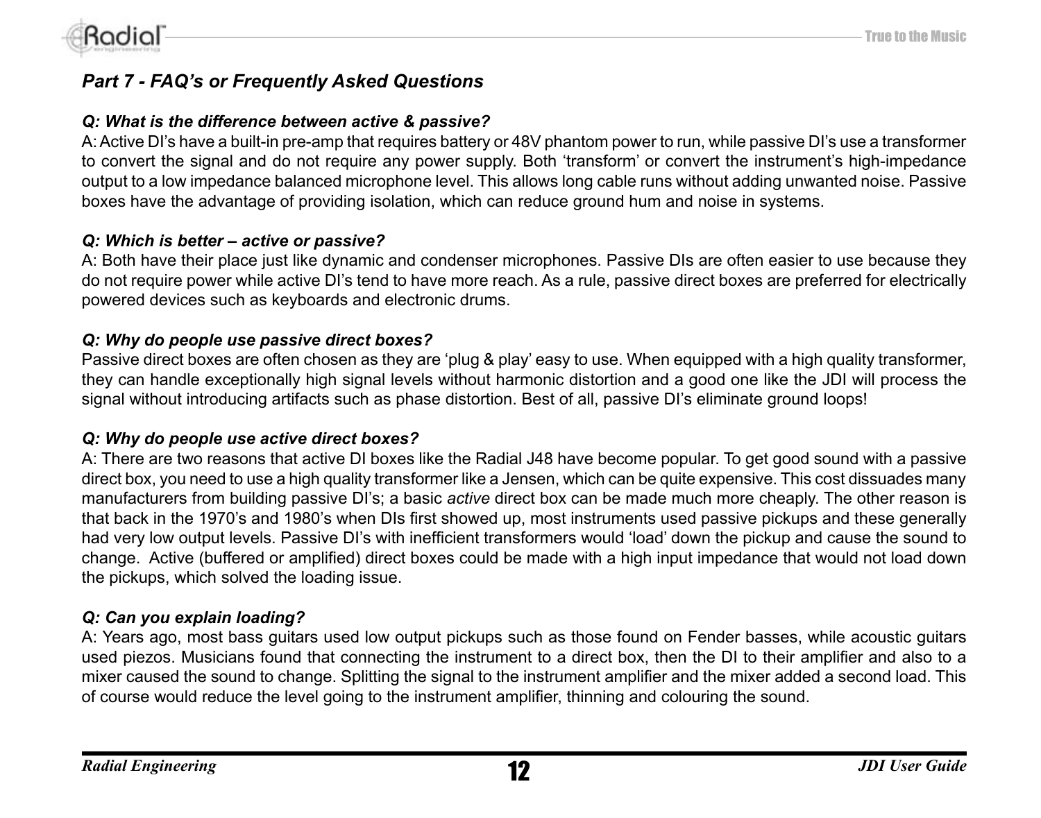## *Part 7 - FAQ's or Frequently Asked Questions*

***Q: What is the difference between active & passive?***

A: Active DI's have a built-in pre-amp that requires battery or 48V phantom power to run, while passive DI's use a transformer to convert the signal and do not require any power supply. Both 'transform' or convert the instrument's high-impedance output to a low impedance balanced microphone level. This allows long cable runs without adding unwanted noise. Passive boxes have the advantage of providing isolation, which can reduce ground hum and noise in systems.

***Q: Which is better – active or passive?***

A: Both have their place just like dynamic and condenser microphones. Passive DIs are often easier to use because they do not require power while active DI's tend to have more reach. As a rule, passive direct boxes are preferred for electrically powered devices such as keyboards and electronic drums.

***Q: Why do people use passive direct boxes?***

Passive direct boxes are often chosen as they are 'plug & play' easy to use. When equipped with a high quality transformer, they can handle exceptionally high signal levels without harmonic distortion and a good one like the JDI will process the signal without introducing artifacts such as phase distortion. Best of all, passive DI's eliminate ground loops!

***Q: Why do people use active direct boxes?***

A: There are two reasons that active DI boxes like the Radial J48 have become popular. To get good sound with a passive direct box, you need to use a high quality transformer like a Jensen, which can be quite expensive. This cost dissuades many manufacturers from building passive DI's; a basic *active* direct box can be made much more cheaply. The other reason is that back in the 1970's and 1980's when DIs first showed up, most instruments used passive pickups and these generally had very low output levels. Passive DI's with inefficient transformers would 'load' down the pickup and cause the sound to change. Active (buffered or amplified) direct boxes could be made with a high input impedance that would not load down the pickups, which solved the loading issue.

***Q: Can you explain loading?***

A: Years ago, most bass guitars used low output pickups such as those found on Fender basses, while acoustic guitars used piezos. Musicians found that connecting the instrument to a direct box, then the DI to their amplifier and also to a mixer caused the sound to change. Splitting the signal to the instrument amplifier and the mixer added a second load. This of course would reduce the level going to the instrument amplifier, thinning and colouring the sound.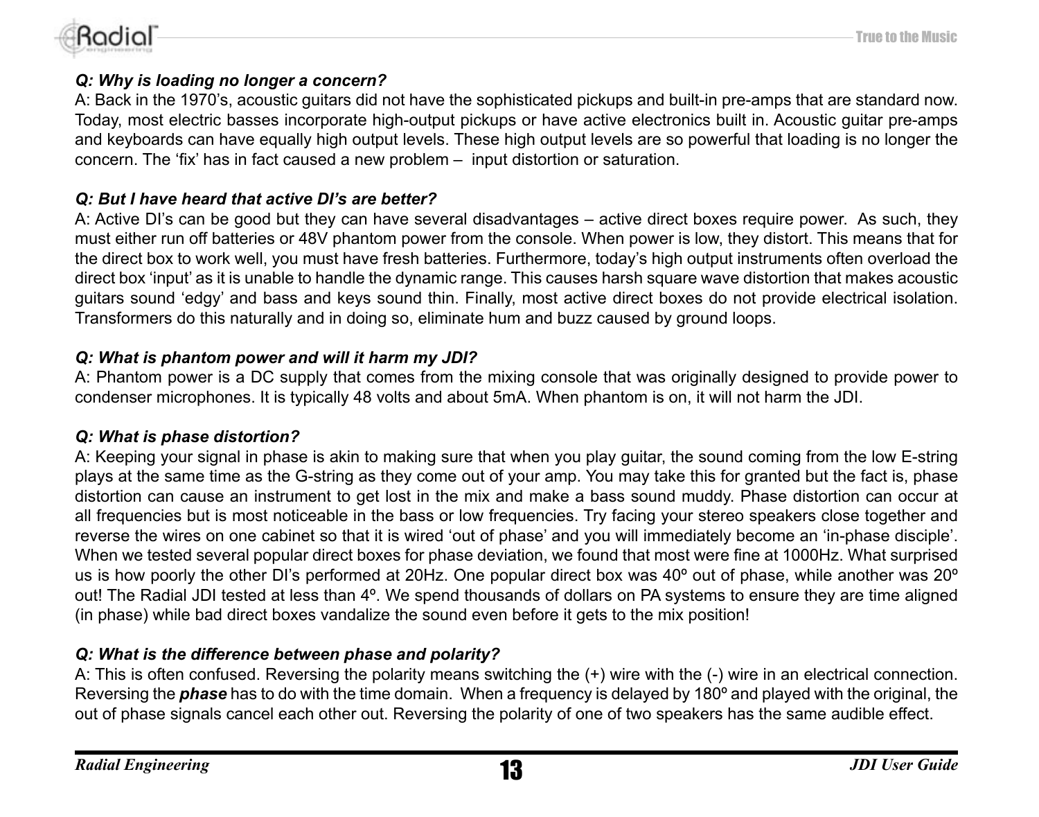***Q: Why is loading no longer a concern?***

A: Back in the 1970's, acoustic guitars did not have the sophisticated pickups and built-in pre-amps that are standard now. Today, most electric basses incorporate high-output pickups or have active electronics built in. Acoustic guitar pre-amps and keyboards can have equally high output levels. These high output levels are so powerful that loading is no longer the concern. The 'fix' has in fact caused a new problem – input distortion or saturation.

***Q: But I have heard that active DI's are better?***

A: Active DI's can be good but they can have several disadvantages – active direct boxes require power. As such, they must either run off batteries or 48V phantom power from the console. When power is low, they distort. This means that for the direct box to work well, you must have fresh batteries. Furthermore, today's high output instruments often overload the direct box 'input' as it is unable to handle the dynamic range. This causes harsh square wave distortion that makes acoustic guitars sound 'edgy' and bass and keys sound thin. Finally, most active direct boxes do not provide electrical isolation. Transformers do this naturally and in doing so, eliminate hum and buzz caused by ground loops.

***Q: What is phantom power and will it harm my JDI?***

A: Phantom power is a DC supply that comes from the mixing console that was originally designed to provide power to condenser microphones. It is typically 48 volts and about 5mA. When phantom is on, it will not harm the JDI.

***Q: What is phase distortion?***

A: Keeping your signal in phase is akin to making sure that when you play guitar, the sound coming from the low E-string plays at the same time as the G-string as they come out of your amp. You may take this for granted but the fact is, phase distortion can cause an instrument to get lost in the mix and make a bass sound muddy. Phase distortion can occur at all frequencies but is most noticeable in the bass or low frequencies. Try facing your stereo speakers close together and reverse the wires on one cabinet so that it is wired 'out of phase' and you will immediately become an 'in-phase disciple'. When we tested several popular direct boxes for phase deviation, we found that most were fine at 1000Hz. What surprised us is how poorly the other DI's performed at 20Hz. One popular direct box was 40º out of phase, while another was 20º out! The Radial JDI tested at less than 4º. We spend thousands of dollars on PA systems to ensure they are time aligned (in phase) while bad direct boxes vandalize the sound even before it gets to the mix position!

***Q: What is the difference between phase and polarity?***

A: This is often confused. Reversing the polarity means switching the (+) wire with the (-) wire in an electrical connection. Reversing the ***phase*** has to do with the time domain. When a frequency is delayed by 180º and played with the original, the out of phase signals cancel each other out. Reversing the polarity of one of two speakers has the same audible effect.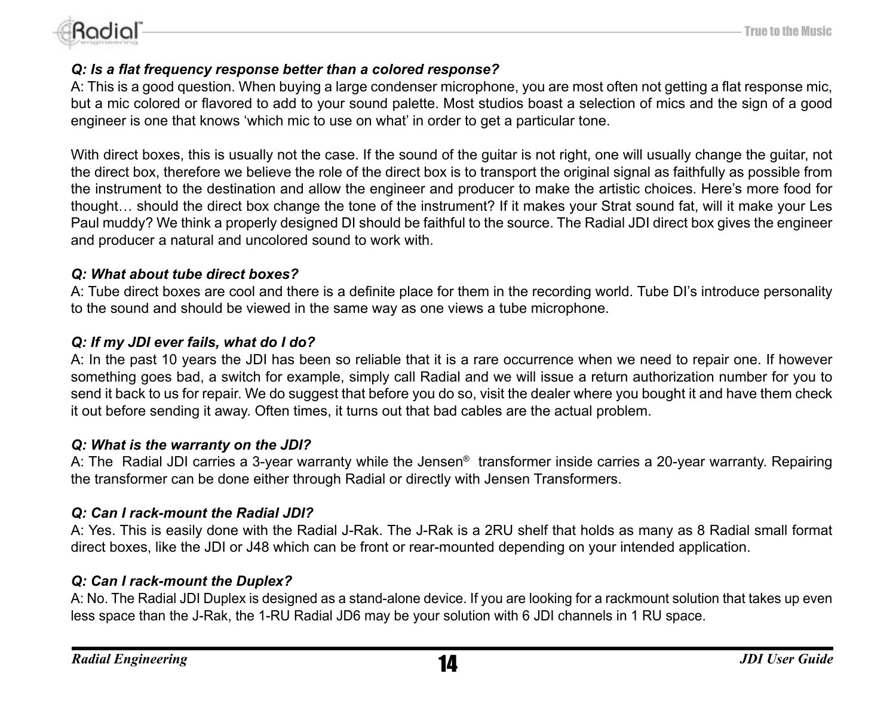***Q: Is a flat frequency response better than a colored response?***

A: This is a good question. When buying a large condenser microphone, you are most often not getting a flat response mic, but a mic colored or flavored to add to your sound palette. Most studios boast a selection of mics and the sign of a good engineer is one that knows 'which mic to use on what' in order to get a particular tone.

With direct boxes, this is usually not the case. If the sound of the guitar is not right, one will usually change the guitar, not the direct box, therefore we believe the role of the direct box is to transport the original signal as faithfully as possible from the instrument to the destination and allow the engineer and producer to make the artistic choices. Here's more food for thought… should the direct box change the tone of the instrument? If it makes your Strat sound fat, will it make your Les Paul muddy? We think a properly designed DI should be faithful to the source. The Radial JDI direct box gives the engineer and producer a natural and uncolored sound to work with.

***Q: What about tube direct boxes?***

A: Tube direct boxes are cool and there is a definite place for them in the recording world. Tube DI's introduce personality to the sound and should be viewed in the same way as one views a tube microphone.

***Q: If my JDI ever fails, what do I do?***

A: In the past 10 years the JDI has been so reliable that it is a rare occurrence when we need to repair one. If however something goes bad, a switch for example, simply call Radial and we will issue a return authorization number for you to send it back to us for repair. We do suggest that before you do so, visit the dealer where you bought it and have them check it out before sending it away. Often times, it turns out that bad cables are the actual problem.

***Q: What is the warranty on the JDI?***

A: The Radial JDI carries a 3-year warranty while the Jensen® transformer inside carries a 20-year warranty. Repairing the transformer can be done either through Radial or directly with Jensen Transformers.

***Q: Can I rack-mount the Radial JDI?***

A: Yes. This is easily done with the Radial J-Rak. The J-Rak is a 2RU shelf that holds as many as 8 Radial small format direct boxes, like the JDI or J48 which can be front or rear-mounted depending on your intended application.

***Q: Can I rack-mount the Duplex?***

A: No. The Radial JDI Duplex is designed as a stand-alone device. If you are looking for a rackmount solution that takes up even less space than the J-Rak, the 1-RU Radial JD6 may be your solution with 6 JDI channels in 1 RU space.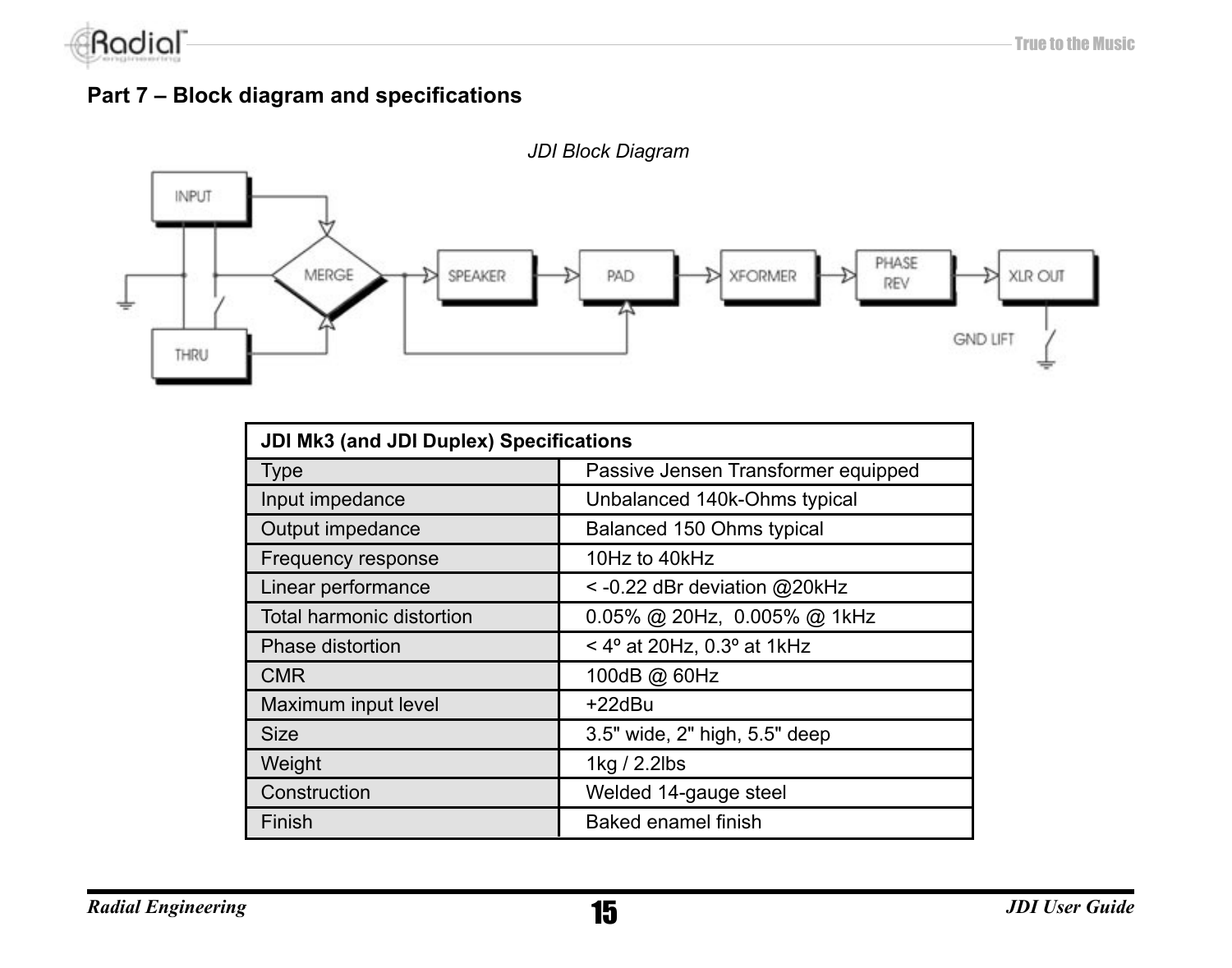## Part 7 – Block diagram and specifications

*JDI Block Diagram*

| JDI Mk3 (and JDI Duplex) Specifications | |
|---|---|
| Type | Passive Jensen Transformer equipped |
| Input impedance | Unbalanced 140k-Ohms typical |
| Output impedance | Balanced 150 Ohms typical |
| Frequency response | 10Hz to 40kHz |
| Linear performance | < -0.22 dBr deviation @20kHz |
| Total harmonic distortion | 0.05% @ 20Hz, 0.005% @ 1kHz |
| Phase distortion | < 4º at 20Hz, 0.3º at 1kHz |
| CMR | 100dB @ 60Hz |
| Maximum input level | +22dBu |
| Size | 3.5" wide, 2" high, 5.5" deep |
| Weight | 1kg / 2.2lbs |
| Construction | Welded 14-gauge steel |
| Finish | Baked enamel finish |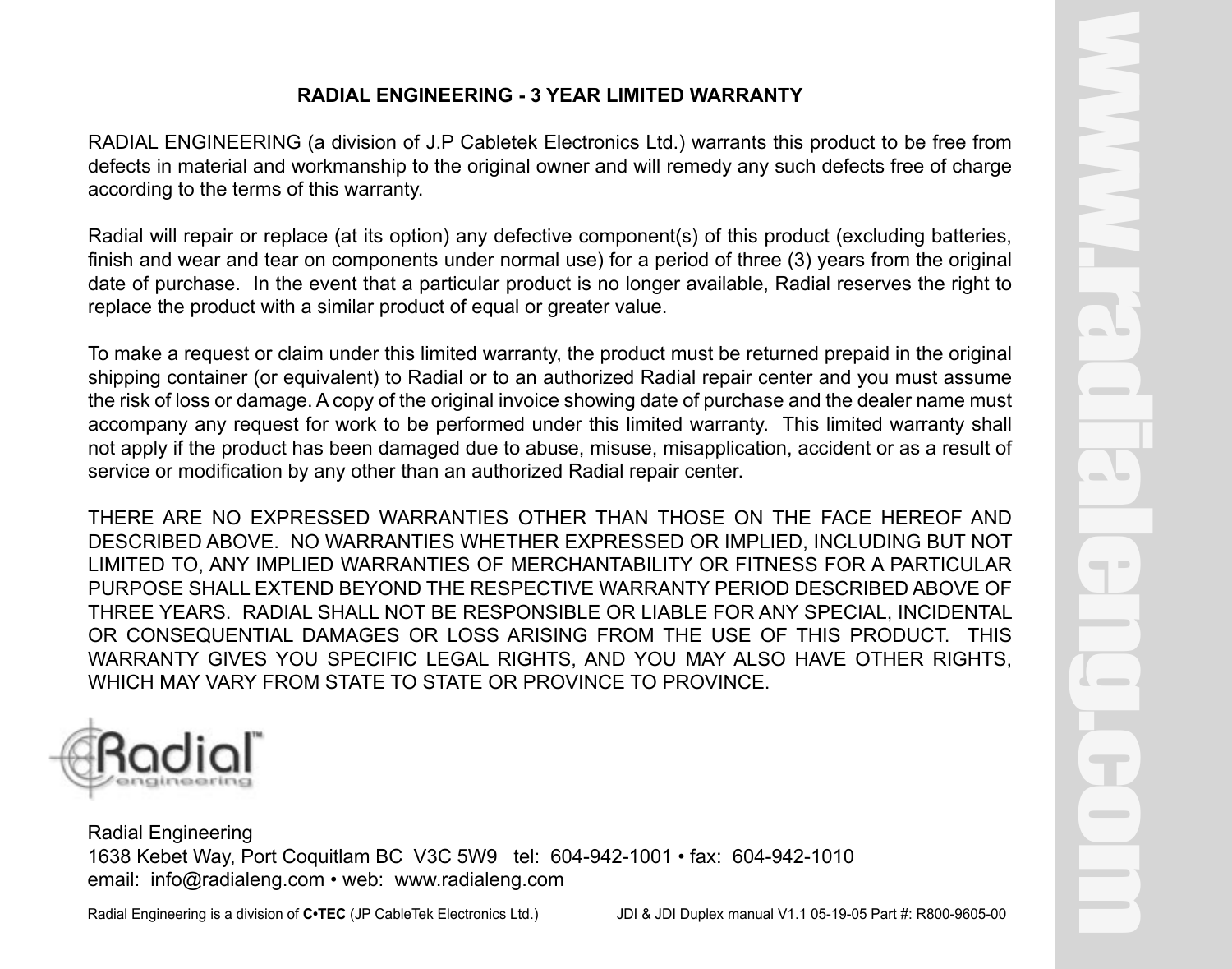# RADIAL ENGINEERING - 3 YEAR LIMITED WARRANTY

RADIAL ENGINEERING (a division of J.P Cabletek Electronics Ltd.) warrants this product to be free from defects in material and workmanship to the original owner and will remedy any such defects free of charge according to the terms of this warranty.

Radial will repair or replace (at its option) any defective component(s) of this product (excluding batteries, finish and wear and tear on components under normal use) for a period of three (3) years from the original date of purchase. In the event that a particular product is no longer available, Radial reserves the right to replace the product with a similar product of equal or greater value.

To make a request or claim under this limited warranty, the product must be returned prepaid in the original shipping container (or equivalent) to Radial or to an authorized Radial repair center and you must assume the risk of loss or damage. A copy of the original invoice showing date of purchase and the dealer name must accompany any request for work to be performed under this limited warranty. This limited warranty shall not apply if the product has been damaged due to abuse, misuse, misapplication, accident or as a result of service or modification by any other than an authorized Radial repair center.

THERE ARE NO EXPRESSED WARRANTIES OTHER THAN THOSE ON THE FACE HEREOF AND DESCRIBED ABOVE. NO WARRANTIES WHETHER EXPRESSED OR IMPLIED, INCLUDING BUT NOT LIMITED TO, ANY IMPLIED WARRANTIES OF MERCHANTABILITY OR FITNESS FOR A PARTICULAR PURPOSE SHALL EXTEND BEYOND THE RESPECTIVE WARRANTY PERIOD DESCRIBED ABOVE OF THREE YEARS. RADIAL SHALL NOT BE RESPONSIBLE OR LIABLE FOR ANY SPECIAL, INCIDENTAL OR CONSEQUENTIAL DAMAGES OR LOSS ARISING FROM THE USE OF THIS PRODUCT. THIS WARRANTY GIVES YOU SPECIFIC LEGAL RIGHTS, AND YOU MAY ALSO HAVE OTHER RIGHTS, WHICH MAY VARY FROM STATE TO STATE OR PROVINCE TO PROVINCE.

Radial™ engineering

Radial Engineering
1638 Kebet Way, Port Coquitlam BC V3C 5W9 tel: 604-942-1001 • fax: 604-942-1010
email: info@radialeng.com • web: www.radialeng.com

Radial Engineering is a division of **C•TEC** (JP CableTek Electronics Ltd.) JDI & JDI Duplex manual V1.1 05-19-05 Part #: R800-9605-00

www.radialeng.com